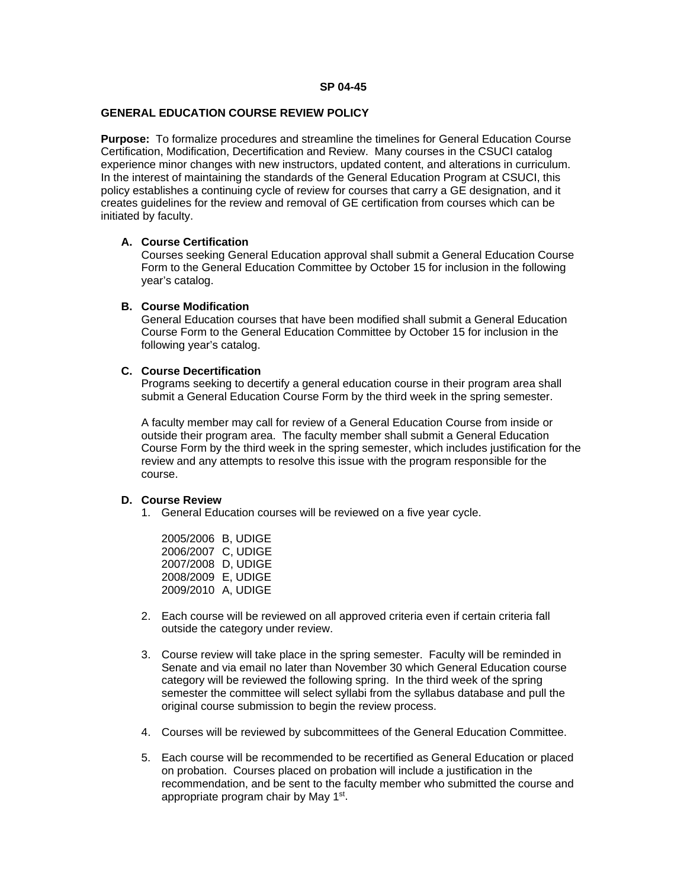**SP 04-45**

**GENERAL EDUCATION COURSE REVIEW POLICY**

**Purpose:** To formalize procedures and streamline the timelines for General Education Course Certification, Modification, Decertification and Review. Many courses in the CSUCI catalog experience minor changes with new instructors, updated content, and alterations in curriculum. In the interest of maintaining the standards of the General Education Program at CSUCI, this policy establishes a continuing cycle of review for courses that carry a GE designation, and it creates guidelines for the review and removal of GE certification from courses which can be initiated by faculty.

**A. Course Certification**

Courses seeking General Education approval shall submit a General Education Course Form to the General Education Committee by October 15 for inclusion in the following year's catalog.

**B. Course Modification**

General Education courses that have been modified shall submit a General Education Course Form to the General Education Committee by October 15 for inclusion in the following year's catalog.

**C. Course Decertification**

Programs seeking to decertify a general education course in their program area shall submit a General Education Course Form by the third week in the spring semester.

A faculty member may call for review of a General Education Course from inside or outside their program area. The faculty member shall submit a General Education Course Form by the third week in the spring semester, which includes justification for the review and any attempts to resolve this issue with the program responsible for the course.

**D. Course Review**

1. General Education courses will be reviewed on a five year cycle.

   2005/2006 B, UDIGE
   2006/2007 C, UDIGE
   2007/2008 D, UDIGE
   2008/2009 E, UDIGE
   2009/2010 A, UDIGE

2. Each course will be reviewed on all approved criteria even if certain criteria fall outside the category under review.

3. Course review will take place in the spring semester. Faculty will be reminded in Senate and via email no later than November 30 which General Education course category will be reviewed the following spring. In the third week of the spring semester the committee will select syllabi from the syllabus database and pull the original course submission to begin the review process.

4. Courses will be reviewed by subcommittees of the General Education Committee.

5. Each course will be recommended to be recertified as General Education or placed on probation. Courses placed on probation will include a justification in the recommendation, and be sent to the faculty member who submitted the course and appropriate program chair by May 1st.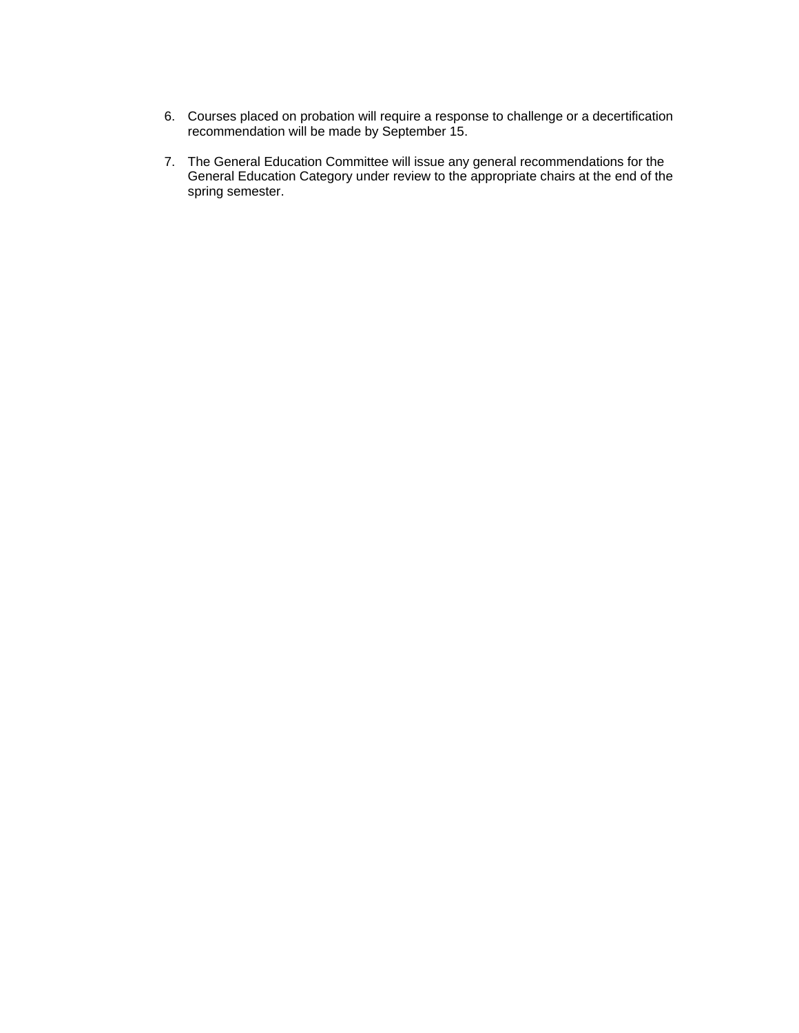6. Courses placed on probation will require a response to challenge or a decertification recommendation will be made by September 15.

7. The General Education Committee will issue any general recommendations for the General Education Category under review to the appropriate chairs at the end of the spring semester.